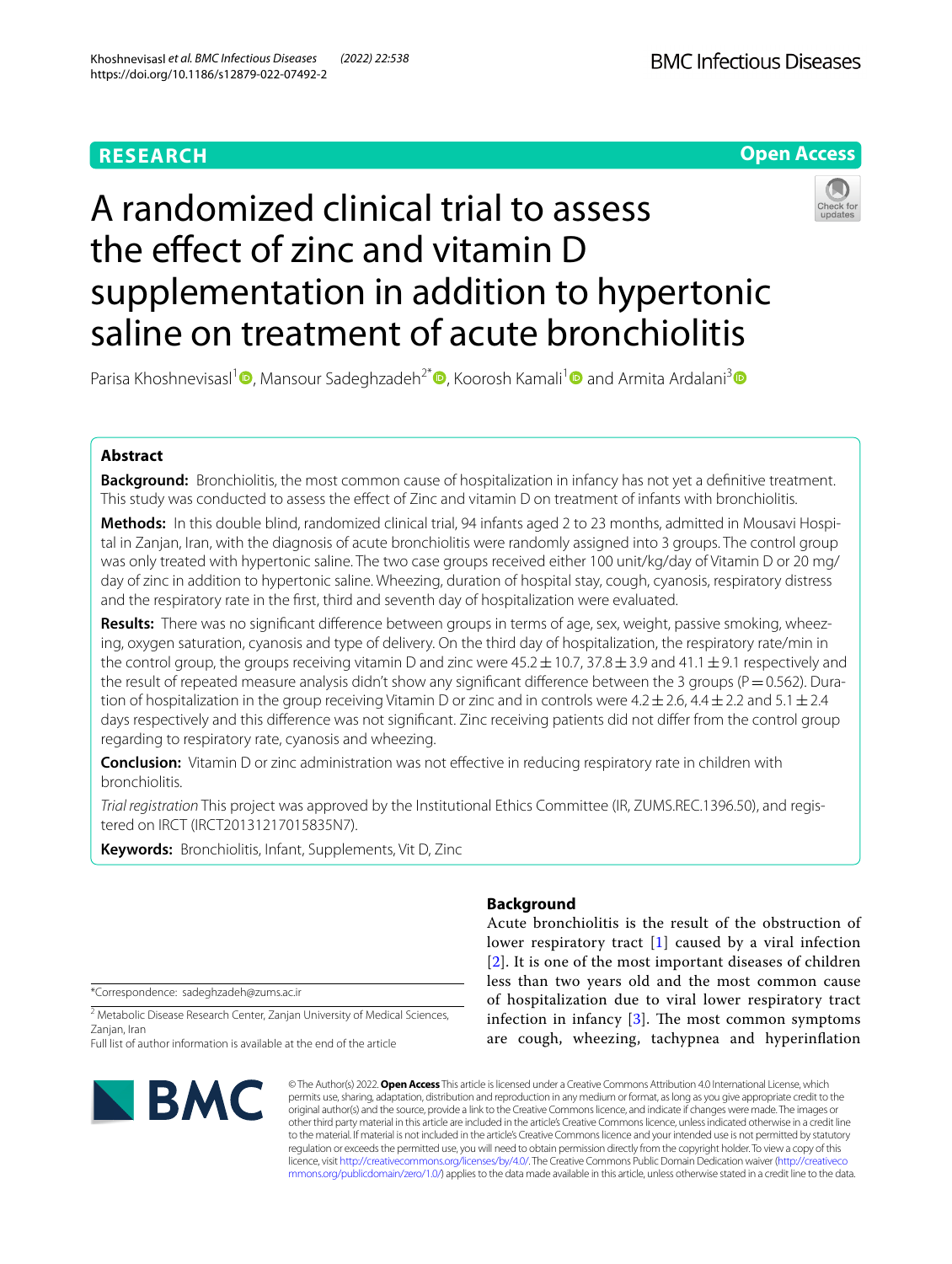RESEARCH

Open Access

# A randomized clinical trial to assess the effect of zinc and vitamin D supplementation in addition to hypertonic saline on treatment of acute bronchiolitis

Parisa Khoshnevisasl[1], Mansour Sadeghzadeh[2*], Koorosh Kamali[1] and Armita Ardalani[3]

## Abstract

**Background:** Bronchiolitis, the most common cause of hospitalization in infancy has not yet a definitive treatment. This study was conducted to assess the effect of Zinc and vitamin D on treatment of infants with bronchiolitis.

**Methods:** In this double blind, randomized clinical trial, 94 infants aged 2 to 23 months, admitted in Mousavi Hospital in Zanjan, Iran, with the diagnosis of acute bronchiolitis were randomly assigned into 3 groups. The control group was only treated with hypertonic saline. The two case groups received either 100 unit/kg/day of Vitamin D or 20 mg/day of zinc in addition to hypertonic saline. Wheezing, duration of hospital stay, cough, cyanosis, respiratory distress and the respiratory rate in the first, third and seventh day of hospitalization were evaluated.

**Results:** There was no significant difference between groups in terms of age, sex, weight, passive smoking, wheezing, oxygen saturation, cyanosis and type of delivery. On the third day of hospitalization, the respiratory rate/min in the control group, the groups receiving vitamin D and zinc were 45.2 ± 10.7, 37.8 ± 3.9 and 41.1 ± 9.1 respectively and the result of repeated measure analysis didn't show any significant difference between the 3 groups (P = 0.562). Duration of hospitalization in the group receiving Vitamin D or zinc and in controls were 4.2 ± 2.6, 4.4 ± 2.2 and 5.1 ± 2.4 days respectively and this difference was not significant. Zinc receiving patients did not differ from the control group regarding to respiratory rate, cyanosis and wheezing.

**Conclusion:** Vitamin D or zinc administration was not effective in reducing respiratory rate in children with bronchiolitis.

*Trial registration* This project was approved by the Institutional Ethics Committee (IR, ZUMS.REC.1396.50), and registered on IRCT (IRCT20131217015835N7).

**Keywords:** Bronchiolitis, Infant, Supplements, Vit D, Zinc

*Correspondence: sadeghzadeh@zums.ac.ir

[2] Metabolic Disease Research Center, Zanjan University of Medical Sciences, Zanjan, Iran

Full list of author information is available at the end of the article

## Background

Acute bronchiolitis is the result of the obstruction of lower respiratory tract [1] caused by a viral infection [2]. It is one of the most important diseases of children less than two years old and the most common cause of hospitalization due to viral lower respiratory tract infection in infancy [3]. The most common symptoms are cough, wheezing, tachypnea and hyperinflation

© The Author(s) 2022. **Open Access** This article is licensed under a Creative Commons Attribution 4.0 International License, which permits use, sharing, adaptation, distribution and reproduction in any medium or format, as long as you give appropriate credit to the original author(s) and the source, provide a link to the Creative Commons licence, and indicate if changes were made. The images or other third party material in this article are included in the article's Creative Commons licence, unless indicated otherwise in a credit line to the material. If material is not included in the article's Creative Commons licence and your intended use is not permitted by statutory regulation or exceeds the permitted use, you will need to obtain permission directly from the copyright holder. To view a copy of this licence, visit http://creativecommons.org/licenses/by/4.0/. The Creative Commons Public Domain Dedication waiver (http://creativecommons.org/publicdomain/zero/1.0/) applies to the data made available in this article, unless otherwise stated in a credit line to the data.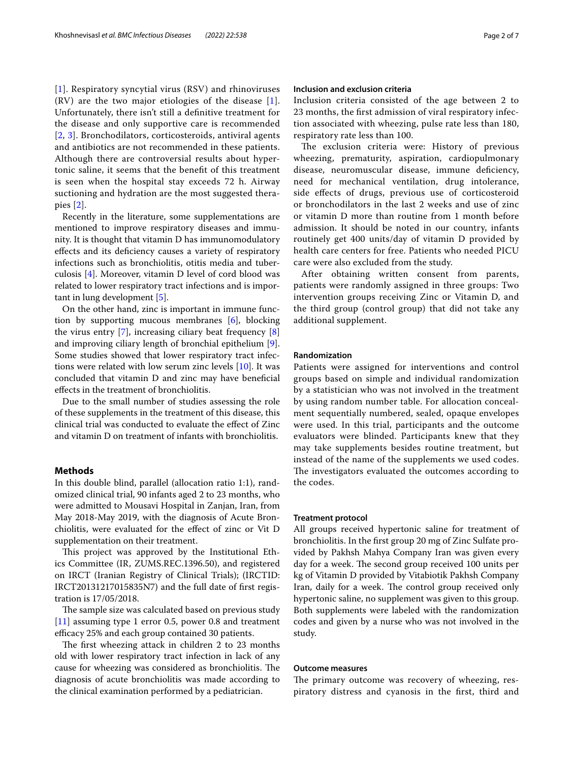[1]. Respiratory syncytial virus (RSV) and rhinoviruses (RV) are the two major etiologies of the disease [1]. Unfortunately, there isn't still a definitive treatment for the disease and only supportive care is recommended [2, 3]. Bronchodilators, corticosteroids, antiviral agents and antibiotics are not recommended in these patients. Although there are controversial results about hypertonic saline, it seems that the benefit of this treatment is seen when the hospital stay exceeds 72 h. Airway suctioning and hydration are the most suggested therapies [2].

Recently in the literature, some supplementations are mentioned to improve respiratory diseases and immunity. It is thought that vitamin D has immunomodulatory effects and its deficiency causes a variety of respiratory infections such as bronchiolitis, otitis media and tuberculosis [4]. Moreover, vitamin D level of cord blood was related to lower respiratory tract infections and is important in lung development [5].

On the other hand, zinc is important in immune function by supporting mucous membranes [6], blocking the virus entry [7], increasing ciliary beat frequency [8] and improving ciliary length of bronchial epithelium [9]. Some studies showed that lower respiratory tract infections were related with low serum zinc levels [10]. It was concluded that vitamin D and zinc may have beneficial effects in the treatment of bronchiolitis.

Due to the small number of studies assessing the role of these supplements in the treatment of this disease, this clinical trial was conducted to evaluate the effect of Zinc and vitamin D on treatment of infants with bronchiolitis.

## Methods

In this double blind, parallel (allocation ratio 1:1), randomized clinical trial, 90 infants aged 2 to 23 months, who were admitted to Mousavi Hospital in Zanjan, Iran, from May 2018-May 2019, with the diagnosis of Acute Bronchiolitis, were evaluated for the effect of zinc or Vit D supplementation on their treatment.

This project was approved by the Institutional Ethics Committee (IR, ZUMS.REC.1396.50), and registered on IRCT (Iranian Registry of Clinical Trials); (IRCTID: IRCT20131217015835N7) and the full date of first registration is 17/05/2018.

The sample size was calculated based on previous study [11] assuming type 1 error 0.5, power 0.8 and treatment efficacy 25% and each group contained 30 patients.

The first wheezing attack in children 2 to 23 months old with lower respiratory tract infection in lack of any cause for wheezing was considered as bronchiolitis. The diagnosis of acute bronchiolitis was made according to the clinical examination performed by a pediatrician.

### Inclusion and exclusion criteria

Inclusion criteria consisted of the age between 2 to 23 months, the first admission of viral respiratory infection associated with wheezing, pulse rate less than 180, respiratory rate less than 100.

The exclusion criteria were: History of previous wheezing, prematurity, aspiration, cardiopulmonary disease, neuromuscular disease, immune deficiency, need for mechanical ventilation, drug intolerance, side effects of drugs, previous use of corticosteroid or bronchodilators in the last 2 weeks and use of zinc or vitamin D more than routine from 1 month before admission. It should be noted in our country, infants routinely get 400 units/day of vitamin D provided by health care centers for free. Patients who needed PICU care were also excluded from the study.

After obtaining written consent from parents, patients were randomly assigned in three groups: Two intervention groups receiving Zinc or Vitamin D, and the third group (control group) that did not take any additional supplement.

### Randomization

Patients were assigned for interventions and control groups based on simple and individual randomization by a statistician who was not involved in the treatment by using random number table. For allocation concealment sequentially numbered, sealed, opaque envelopes were used. In this trial, participants and the outcome evaluators were blinded. Participants knew that they may take supplements besides routine treatment, but instead of the name of the supplements we used codes. The investigators evaluated the outcomes according to the codes.

### Treatment protocol

All groups received hypertonic saline for treatment of bronchiolitis. In the first group 20 mg of Zinc Sulfate provided by Pakhsh Mahya Company Iran was given every day for a week. The second group received 100 units per kg of Vitamin D provided by Vitabiotik Pakhsh Company Iran, daily for a week. The control group received only hypertonic saline, no supplement was given to this group. Both supplements were labeled with the randomization codes and given by a nurse who was not involved in the study.

### Outcome measures

The primary outcome was recovery of wheezing, respiratory distress and cyanosis in the first, third and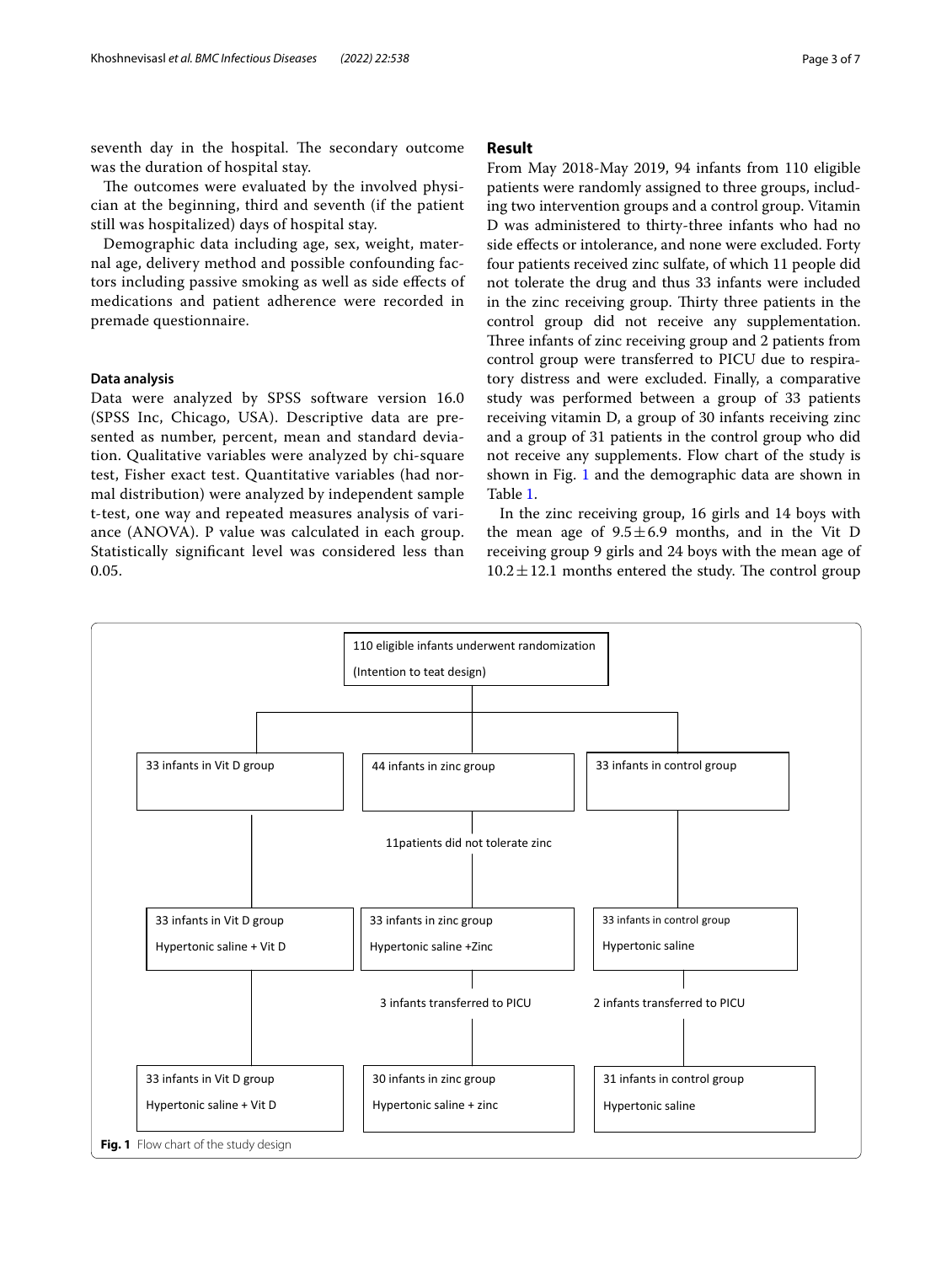seventh day in the hospital. The secondary outcome was the duration of hospital stay.

The outcomes were evaluated by the involved physician at the beginning, third and seventh (if the patient still was hospitalized) days of hospital stay.

Demographic data including age, sex, weight, maternal age, delivery method and possible confounding factors including passive smoking as well as side effects of medications and patient adherence were recorded in premade questionnaire.

### Data analysis

Data were analyzed by SPSS software version 16.0 (SPSS Inc, Chicago, USA). Descriptive data are presented as number, percent, mean and standard deviation. Qualitative variables were analyzed by chi-square test, Fisher exact test. Quantitative variables (had normal distribution) were analyzed by independent sample t-test, one way and repeated measures analysis of variance (ANOVA). P value was calculated in each group. Statistically significant level was considered less than 0.05.

## Result

From May 2018-May 2019, 94 infants from 110 eligible patients were randomly assigned to three groups, including two intervention groups and a control group. Vitamin D was administered to thirty-three infants who had no side effects or intolerance, and none were excluded. Forty four patients received zinc sulfate, of which 11 people did not tolerate the drug and thus 33 infants were included in the zinc receiving group. Thirty three patients in the control group did not receive any supplementation. Three infants of zinc receiving group and 2 patients from control group were transferred to PICU due to respiratory distress and were excluded. Finally, a comparative study was performed between a group of 33 patients receiving vitamin D, a group of 30 infants receiving zinc and a group of 31 patients in the control group who did not receive any supplements. Flow chart of the study is shown in Fig. 1 and the demographic data are shown in Table 1.

In the zinc receiving group, 16 girls and 14 boys with the mean age of $9.5 \pm 6.9$ months, and in the Vit D receiving group 9 girls and 24 boys with the mean age of $10.2 \pm 12.1$ months entered the study. The control group

110 eligible infants underwent randomization (Intention to teat design)

- 33 infants in Vit D group → 33 infants in Vit D group, Hypertonic saline + Vit D → 33 infants in Vit D group, Hypertonic saline + Vit D
- 44 infants in zinc group → 11patients did not tolerate zinc → 33 infants in zinc group, Hypertonic saline +Zinc → 3 infants transferred to PICU → 30 infants in zinc group, Hypertonic saline + zinc
- 33 infants in control group → 33 infants in control group, Hypertonic saline → 2 infants transferred to PICU → 31 infants in control group, Hypertonic saline

**Fig. 1** Flow chart of the study design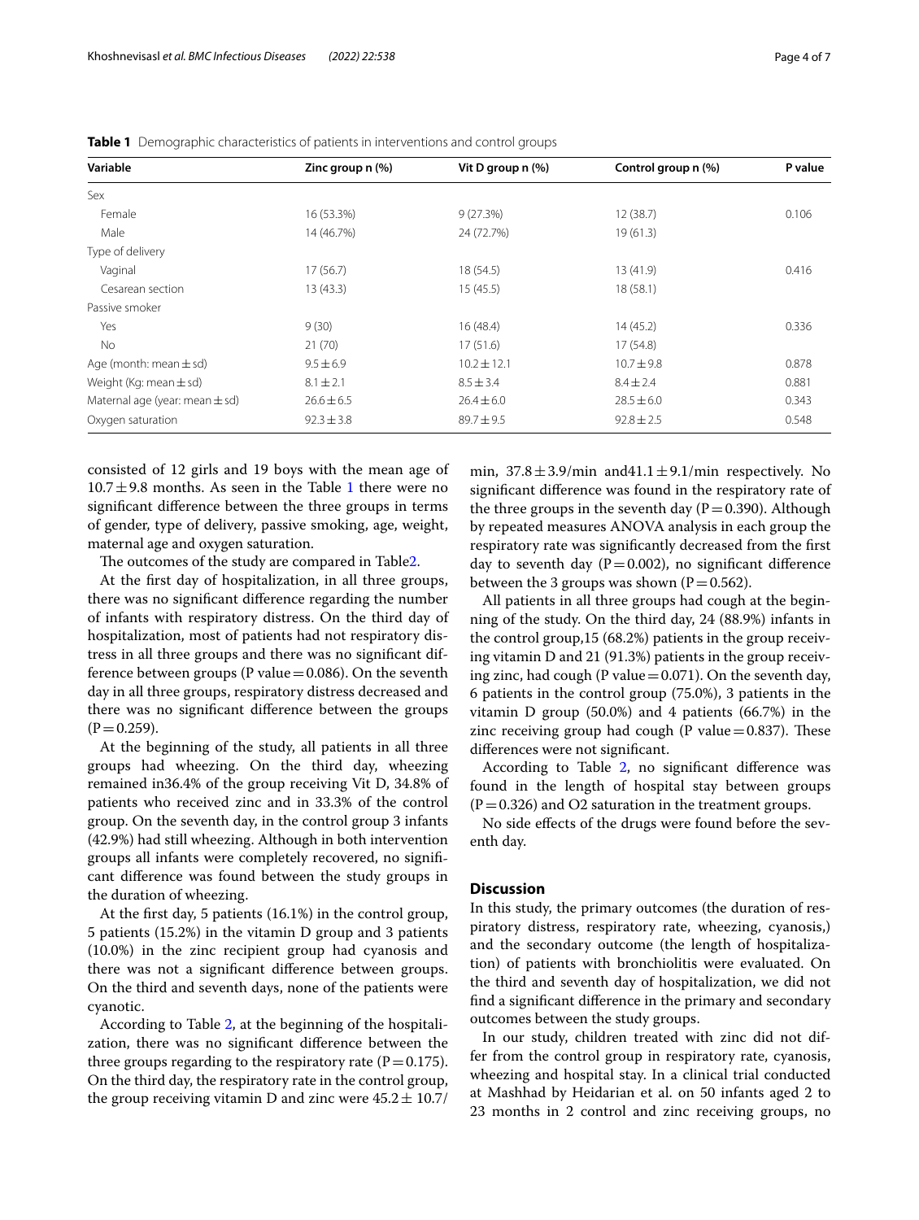**Table 1** Demographic characteristics of patients in interventions and control groups

| Variable | Zinc group n (%) | Vit D group n (%) | Control group n (%) | P value |
|---|---|---|---|---|
| Sex | | | | |
| Female | 16 (53.3%) | 9 (27.3%) | 12 (38.7) | 0.106 |
| Male | 14 (46.7%) | 24 (72.7%) | 19 (61.3) | |
| Type of delivery | | | | |
| Vaginal | 17 (56.7) | 18 (54.5) | 13 (41.9) | 0.416 |
| Cesarean section | 13 (43.3) | 15 (45.5) | 18 (58.1) | |
| Passive smoker | | | | |
| Yes | 9 (30) | 16 (48.4) | 14 (45.2) | 0.336 |
| No | 21 (70) | 17 (51.6) | 17 (54.8) | |
| Age (month: mean ± sd) | 9.5 ± 6.9 | 10.2 ± 12.1 | 10.7 ± 9.8 | 0.878 |
| Weight (Kg: mean ± sd) | 8.1 ± 2.1 | 8.5 ± 3.4 | 8.4 ± 2.4 | 0.881 |
| Maternal age (year: mean ± sd) | 26.6 ± 6.5 | 26.4 ± 6.0 | 28.5 ± 6.0 | 0.343 |
| Oxygen saturation | 92.3 ± 3.8 | 89.7 ± 9.5 | 92.8 ± 2.5 | 0.548 |

consisted of 12 girls and 19 boys with the mean age of 10.7 ± 9.8 months. As seen in the Table 1 there were no significant difference between the three groups in terms of gender, type of delivery, passive smoking, age, weight, maternal age and oxygen saturation.

The outcomes of the study are compared in Table2.

At the first day of hospitalization, in all three groups, there was no significant difference regarding the number of infants with respiratory distress. On the third day of hospitalization, most of patients had not respiratory distress in all three groups and there was no significant difference between groups (P value = 0.086). On the seventh day in all three groups, respiratory distress decreased and there was no significant difference between the groups (P = 0.259).

At the beginning of the study, all patients in all three groups had wheezing. On the third day, wheezing remained in36.4% of the group receiving Vit D, 34.8% of patients who received zinc and in 33.3% of the control group. On the seventh day, in the control group 3 infants (42.9%) had still wheezing. Although in both intervention groups all infants were completely recovered, no significant difference was found between the study groups in the duration of wheezing.

At the first day, 5 patients (16.1%) in the control group, 5 patients (15.2%) in the vitamin D group and 3 patients (10.0%) in the zinc recipient group had cyanosis and there was not a significant difference between groups. On the third and seventh days, none of the patients were cyanotic.

According to Table 2, at the beginning of the hospitalization, there was no significant difference between the three groups regarding to the respiratory rate (P = 0.175). On the third day, the respiratory rate in the control group, the group receiving vitamin D and zinc were 45.2 ± 10.7/min, 37.8 ± 3.9/min and41.1 ± 9.1/min respectively. No significant difference was found in the respiratory rate of the three groups in the seventh day (P = 0.390). Although by repeated measures ANOVA analysis in each group the respiratory rate was significantly decreased from the first day to seventh day (P = 0.002), no significant difference between the 3 groups was shown (P = 0.562).

All patients in all three groups had cough at the beginning of the study. On the third day, 24 (88.9%) infants in the control group,15 (68.2%) patients in the group receiving vitamin D and 21 (91.3%) patients in the group receiving zinc, had cough (P value = 0.071). On the seventh day, 6 patients in the control group (75.0%), 3 patients in the vitamin D group (50.0%) and 4 patients (66.7%) in the zinc receiving group had cough (P value = 0.837). These differences were not significant.

According to Table 2, no significant difference was found in the length of hospital stay between groups (P = 0.326) and O2 saturation in the treatment groups.

No side effects of the drugs were found before the seventh day.

## Discussion

In this study, the primary outcomes (the duration of respiratory distress, respiratory rate, wheezing, cyanosis,) and the secondary outcome (the length of hospitalization) of patients with bronchiolitis were evaluated. On the third and seventh day of hospitalization, we did not find a significant difference in the primary and secondary outcomes between the study groups.

In our study, children treated with zinc did not differ from the control group in respiratory rate, cyanosis, wheezing and hospital stay. In a clinical trial conducted at Mashhad by Heidarian et al. on 50 infants aged 2 to 23 months in 2 control and zinc receiving groups, no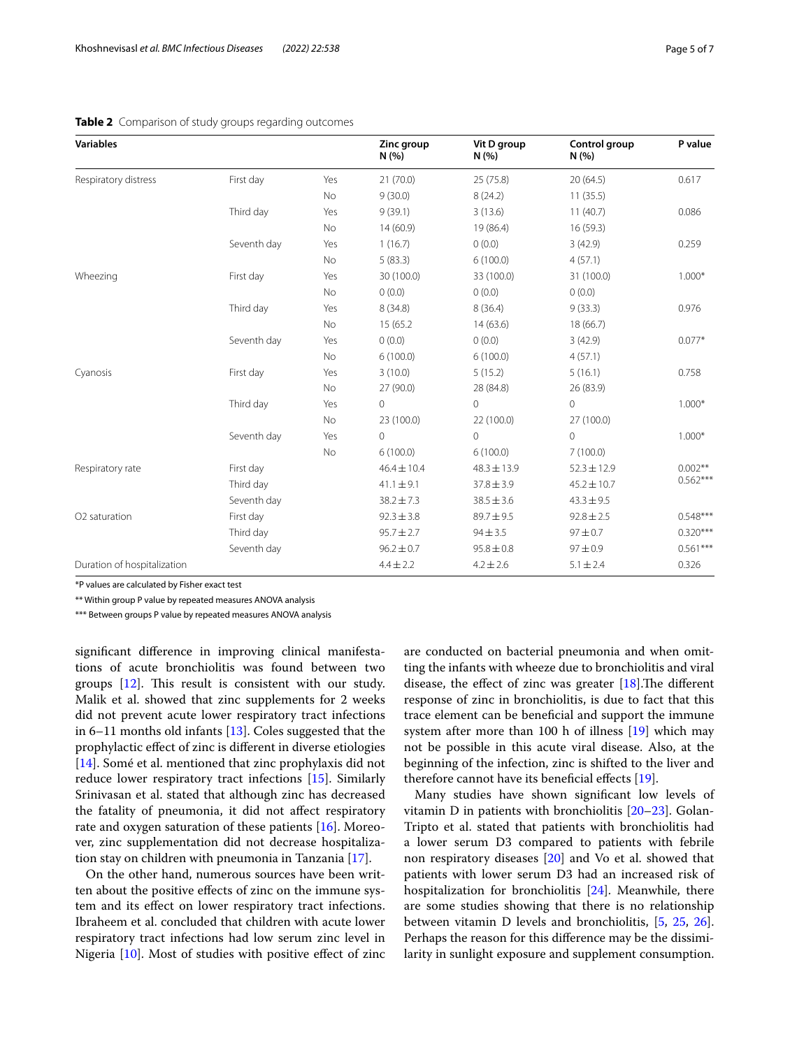**Table 2** Comparison of study groups regarding outcomes

| Variables | | | Zinc group N (%) | Vit D group N (%) | Control group N (%) | P value |
|---|---|---|---|---|---|---|
| Respiratory distress | First day | Yes | 21 (70.0) | 25 (75.8) | 20 (64.5) | 0.617 |
| | | No | 9 (30.0) | 8 (24.2) | 11 (35.5) | |
| | Third day | Yes | 9 (39.1) | 3 (13.6) | 11 (40.7) | 0.086 |
| | | No | 14 (60.9) | 19 (86.4) | 16 (59.3) | |
| | Seventh day | Yes | 1 (16.7) | 0 (0.0) | 3 (42.9) | 0.259 |
| | | No | 5 (83.3) | 6 (100.0) | 4 (57.1) | |
| Wheezing | First day | Yes | 30 (100.0) | 33 (100.0) | 31 (100.0) | 1.000* |
| | | No | 0 (0.0) | 0 (0.0) | 0 (0.0) | |
| | Third day | Yes | 8 (34.8) | 8 (36.4) | 9 (33.3) | 0.976 |
| | | No | 15 (65.2 | 14 (63.6) | 18 (66.7) | |
| | Seventh day | Yes | 0 (0.0) | 0 (0.0) | 3 (42.9) | 0.077* |
| | | No | 6 (100.0) | 6 (100.0) | 4 (57.1) | |
| Cyanosis | First day | Yes | 3 (10.0) | 5 (15.2) | 5 (16.1) | 0.758 |
| | | No | 27 (90.0) | 28 (84.8) | 26 (83.9) | |
| | Third day | Yes | 0 | 0 | 0 | 1.000* |
| | | No | 23 (100.0) | 22 (100.0) | 27 (100.0) | |
| | Seventh day | Yes | 0 | 0 | 0 | 1.000* |
| | | No | 6 (100.0) | 6 (100.0) | 7 (100.0) | |
| Respiratory rate | First day | | 46.4 ± 10.4 | 48.3 ± 13.9 | 52.3 ± 12.9 | 0.002** 0.562*** |
| | Third day | | 41.1 ± 9.1 | 37.8 ± 3.9 | 45.2 ± 10.7 | |
| | Seventh day | | 38.2 ± 7.3 | 38.5 ± 3.6 | 43.3 ± 9.5 | |
| O2 saturation | First day | | 92.3 ± 3.8 | 89.7 ± 9.5 | 92.8 ± 2.5 | 0.548*** |
| | Third day | | 95.7 ± 2.7 | 94 ± 3.5 | 97 ± 0.7 | 0.320*** |
| | Seventh day | | 96.2 ± 0.7 | 95.8 ± 0.8 | 97 ± 0.9 | 0.561*** |
| Duration of hospitalization | | | 4.4 ± 2.2 | 4.2 ± 2.6 | 5.1 ± 2.4 | 0.326 |

*P values are calculated by Fisher exact test

** Within group P value by repeated measures ANOVA analysis

*** Between groups P value by repeated measures ANOVA analysis

significant difference in improving clinical manifestations of acute bronchiolitis was found between two groups [12]. This result is consistent with our study. Malik et al. showed that zinc supplements for 2 weeks did not prevent acute lower respiratory tract infections in 6–11 months old infants [13]. Coles suggested that the prophylactic effect of zinc is different in diverse etiologies [14]. Somé et al. mentioned that zinc prophylaxis did not reduce lower respiratory tract infections [15]. Similarly Srinivasan et al. stated that although zinc has decreased the fatality of pneumonia, it did not affect respiratory rate and oxygen saturation of these patients [16]. Moreover, zinc supplementation did not decrease hospitalization stay on children with pneumonia in Tanzania [17].

On the other hand, numerous sources have been written about the positive effects of zinc on the immune system and its effect on lower respiratory tract infections. Ibraheem et al. concluded that children with acute lower respiratory tract infections had low serum zinc level in Nigeria [10]. Most of studies with positive effect of zinc are conducted on bacterial pneumonia and when omitting the infants with wheeze due to bronchiolitis and viral disease, the effect of zinc was greater [18].The different response of zinc in bronchiolitis, is due to fact that this trace element can be beneficial and support the immune system after more than 100 h of illness [19] which may not be possible in this acute viral disease. Also, at the beginning of the infection, zinc is shifted to the liver and therefore cannot have its beneficial effects [19].

Many studies have shown significant low levels of vitamin D in patients with bronchiolitis [20–23]. Golan-Tripto et al. stated that patients with bronchiolitis had a lower serum D3 compared to patients with febrile non respiratory diseases [20] and Vo et al. showed that patients with lower serum D3 had an increased risk of hospitalization for bronchiolitis [24]. Meanwhile, there are some studies showing that there is no relationship between vitamin D levels and bronchiolitis, [5, 25, 26]. Perhaps the reason for this difference may be the dissimilarity in sunlight exposure and supplement consumption.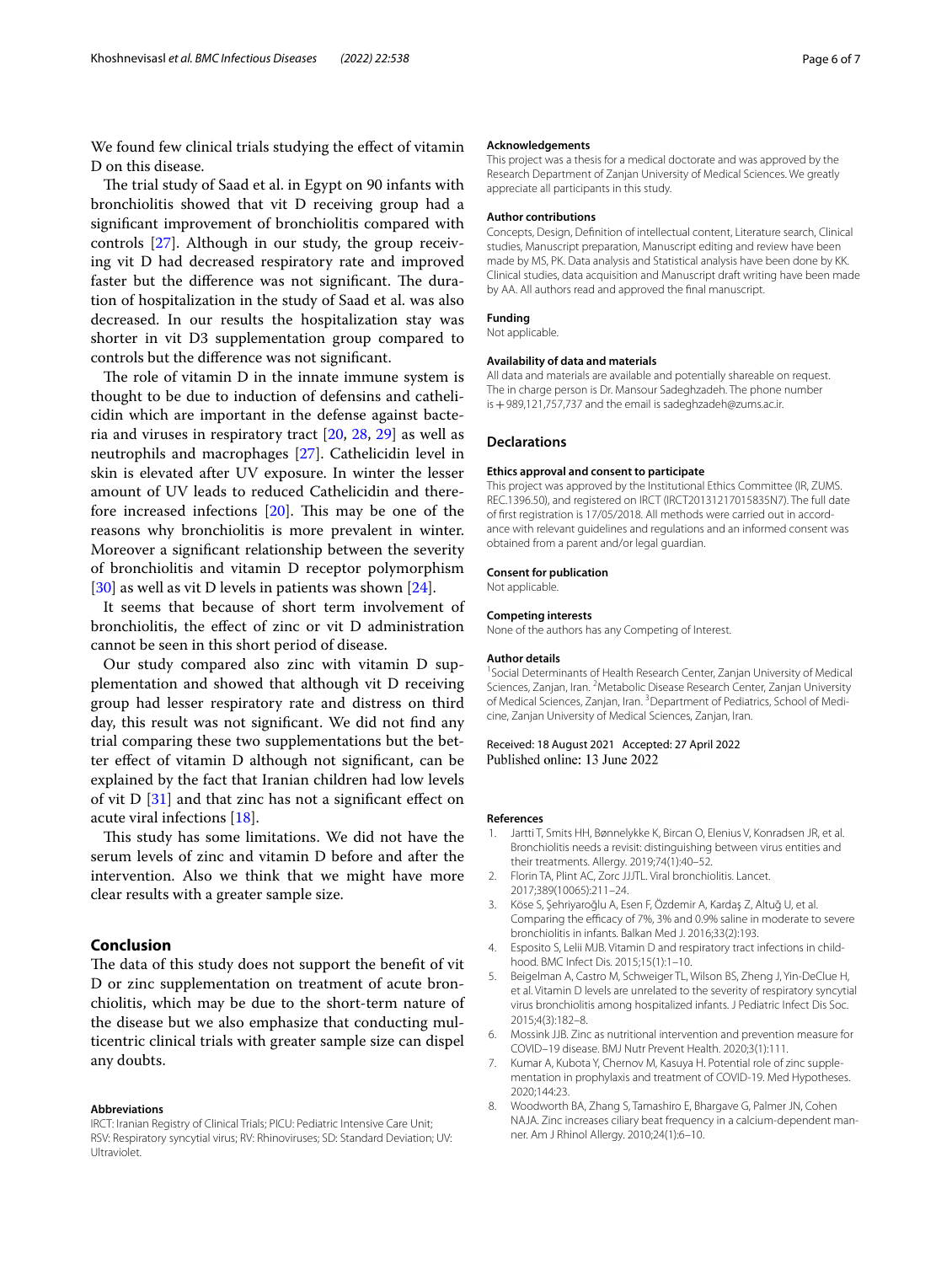We found few clinical trials studying the effect of vitamin D on this disease.

The trial study of Saad et al. in Egypt on 90 infants with bronchiolitis showed that vit D receiving group had a significant improvement of bronchiolitis compared with controls [27]. Although in our study, the group receiving vit D had decreased respiratory rate and improved faster but the difference was not significant. The duration of hospitalization in the study of Saad et al. was also decreased. In our results the hospitalization stay was shorter in vit D3 supplementation group compared to controls but the difference was not significant.

The role of vitamin D in the innate immune system is thought to be due to induction of defensins and cathelicidin which are important in the defense against bacteria and viruses in respiratory tract [20, 28, 29] as well as neutrophils and macrophages [27]. Cathelicidin level in skin is elevated after UV exposure. In winter the lesser amount of UV leads to reduced Cathelicidin and therefore increased infections [20]. This may be one of the reasons why bronchiolitis is more prevalent in winter. Moreover a significant relationship between the severity of bronchiolitis and vitamin D receptor polymorphism [30] as well as vit D levels in patients was shown [24].

It seems that because of short term involvement of bronchiolitis, the effect of zinc or vit D administration cannot be seen in this short period of disease.

Our study compared also zinc with vitamin D supplementation and showed that although vit D receiving group had lesser respiratory rate and distress on third day, this result was not significant. We did not find any trial comparing these two supplementations but the better effect of vitamin D although not significant, can be explained by the fact that Iranian children had low levels of vit D [31] and that zinc has not a significant effect on acute viral infections [18].

This study has some limitations. We did not have the serum levels of zinc and vitamin D before and after the intervention. Also we think that we might have more clear results with a greater sample size.

## Conclusion

The data of this study does not support the benefit of vit D or zinc supplementation on treatment of acute bronchiolitis, which may be due to the short-term nature of the disease but we also emphasize that conducting multicentric clinical trials with greater sample size can dispel any doubts.

#### Abbreviations

IRCT: Iranian Registry of Clinical Trials; PICU: Pediatric Intensive Care Unit; RSV: Respiratory syncytial virus; RV: Rhinoviruses; SD: Standard Deviation; UV: Ultraviolet.

#### Acknowledgements

This project was a thesis for a medical doctorate and was approved by the Research Department of Zanjan University of Medical Sciences. We greatly appreciate all participants in this study.

#### Author contributions

Concepts, Design, Definition of intellectual content, Literature search, Clinical studies, Manuscript preparation, Manuscript editing and review have been made by MS, PK. Data analysis and Statistical analysis have been done by KK. Clinical studies, data acquisition and Manuscript draft writing have been made by AA. All authors read and approved the final manuscript.

#### Funding

Not applicable.

#### Availability of data and materials

All data and materials are available and potentially shareable on request. The in charge person is Dr. Mansour Sadeghzadeh. The phone number is +989,121,757,737 and the email is sadeghzadeh@zums.ac.ir.

### Declarations

#### Ethics approval and consent to participate

This project was approved by the Institutional Ethics Committee (IR, ZUMS. REC.1396.50), and registered on IRCT (IRCT20131217015835N7). The full date of first registration is 17/05/2018. All methods were carried out in accordance with relevant guidelines and regulations and an informed consent was obtained from a parent and/or legal guardian.

#### Consent for publication

Not applicable.

#### Competing interests

None of the authors has any Competing of Interest.

#### Author details

[1] Social Determinants of Health Research Center, Zanjan University of Medical Sciences, Zanjan, Iran. [2] Metabolic Disease Research Center, Zanjan University of Medical Sciences, Zanjan, Iran. [3] Department of Pediatrics, School of Medicine, Zanjan University of Medical Sciences, Zanjan, Iran.

Received: 18 August 2021 Accepted: 27 April 2022
Published online: 13 June 2022

#### References

1. Jartti T, Smits HH, Bønnelykke K, Bircan O, Elenius V, Konradsen JR, et al. Bronchiolitis needs a revisit: distinguishing between virus entities and their treatments. Allergy. 2019;74(1):40–52.
2. Florin TA, Plint AC, Zorc JJJTL. Viral bronchiolitis. Lancet. 2017;389(10065):211–24.
3. Köse S, Şehriyaroğlu A, Esen F, Özdemir A, Kardaş Z, Altuğ U, et al. Comparing the efficacy of 7%, 3% and 0.9% saline in moderate to severe bronchiolitis in infants. Balkan Med J. 2016;33(2):193.
4. Esposito S, Lelii MJB. Vitamin D and respiratory tract infections in childhood. BMC Infect Dis. 2015;15(1):1–10.
5. Beigelman A, Castro M, Schweiger TL, Wilson BS, Zheng J, Yin-DeClue H, et al. Vitamin D levels are unrelated to the severity of respiratory syncytial virus bronchiolitis among hospitalized infants. J Pediatric Infect Dis Soc. 2015;4(3):182–8.
6. Mossink JJB. Zinc as nutritional intervention and prevention measure for COVID–19 disease. BMJ Nutr Prevent Health. 2020;3(1):111.
7. Kumar A, Kubota Y, Chernov M, Kasuya H. Potential role of zinc supplementation in prophylaxis and treatment of COVID-19. Med Hypotheses. 2020;144:23.
8. Woodworth BA, Zhang S, Tamashiro E, Bhargave G, Palmer JN, Cohen NAJA. Zinc increases ciliary beat frequency in a calcium-dependent manner. Am J Rhinol Allergy. 2010;24(1):6–10.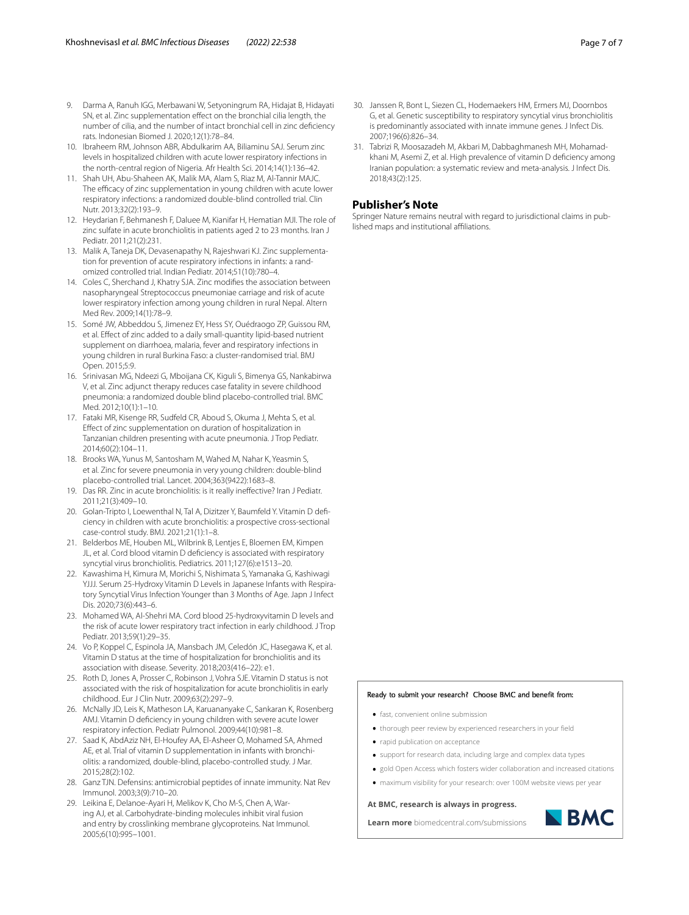9. Darma A, Ranuh IGG, Merbawani W, Setyoningrum RA, Hidajat B, Hidayati SN, et al. Zinc supplementation effect on the bronchial cilia length, the number of cilia, and the number of intact bronchial cell in zinc deficiency rats. Indonesian Biomed J. 2020;12(1):78–84.
10. Ibraheem RM, Johnson ABR, Abdulkarim AA, Biliaminu SAJ. Serum zinc levels in hospitalized children with acute lower respiratory infections in the north-central region of Nigeria. Afr Health Sci. 2014;14(1):136–42.
11. Shah UH, Abu-Shaheen AK, Malik MA, Alam S, Riaz M, Al-Tannir MAJC. The efficacy of zinc supplementation in young children with acute lower respiratory infections: a randomized double-blind controlled trial. Clin Nutr. 2013;32(2):193–9.
12. Heydarian F, Behmanesh F, Daluee M, Kianifar H, Hematian MJI. The role of zinc sulfate in acute bronchiolitis in patients aged 2 to 23 months. Iran J Pediatr. 2011;21(2):231.
13. Malik A, Taneja DK, Devasenapathy N, Rajeshwari KJ. Zinc supplementation for prevention of acute respiratory infections in infants: a randomized controlled trial. Indian Pediatr. 2014;51(10):780–4.
14. Coles C, Sherchand J, Khatry SJA. Zinc modifies the association between nasopharyngeal Streptococcus pneumoniae carriage and risk of acute lower respiratory infection among young children in rural Nepal. Altern Med Rev. 2009;14(1):78–9.
15. Somé JW, Abbeddou S, Jimenez EY, Hess SY, Ouédraogo ZP, Guissou RM, et al. Effect of zinc added to a daily small-quantity lipid-based nutrient supplement on diarrhoea, malaria, fever and respiratory infections in young children in rural Burkina Faso: a cluster-randomised trial. BMJ Open. 2015;5:9.
16. Srinivasan MG, Ndeezi G, Mboijana CK, Kiguli S, Bimenya GS, Nankabirwa V, et al. Zinc adjunct therapy reduces case fatality in severe childhood pneumonia: a randomized double blind placebo-controlled trial. BMC Med. 2012;10(1):1–10.
17. Fataki MR, Kisenge RR, Sudfeld CR, Aboud S, Okuma J, Mehta S, et al. Effect of zinc supplementation on duration of hospitalization in Tanzanian children presenting with acute pneumonia. J Trop Pediatr. 2014;60(2):104–11.
18. Brooks WA, Yunus M, Santosham M, Wahed M, Nahar K, Yeasmin S, et al. Zinc for severe pneumonia in very young children: double-blind placebo-controlled trial. Lancet. 2004;363(9422):1683–8.
19. Das RR. Zinc in acute bronchiolitis: is it really ineffective? Iran J Pediatr. 2011;21(3):409–10.
20. Golan-Tripto I, Loewenthal N, Tal A, Dizitzer Y, Baumfeld Y. Vitamin D deficiency in children with acute bronchiolitis: a prospective cross-sectional case-control study. BMJ. 2021;21(1):1–8.
21. Belderbos ME, Houben ML, Wilbrink B, Lentjes E, Bloemen EM, Kimpen JL, et al. Cord blood vitamin D deficiency is associated with respiratory syncytial virus bronchiolitis. Pediatrics. 2011;127(6):e1513–20.
22. Kawashima H, Kimura M, Morichi S, Nishimata S, Yamanaka G, Kashiwagi YJJJ. Serum 25-Hydroxy Vitamin D Levels in Japanese Infants with Respiratory Syncytial Virus Infection Younger than 3 Months of Age. Japn J Infect Dis. 2020;73(6):443–6.
23. Mohamed WA, Al-Shehri MA. Cord blood 25-hydroxyvitamin D levels and the risk of acute lower respiratory tract infection in early childhood. J Trop Pediatr. 2013;59(1):29–35.
24. Vo P, Koppel C, Espinola JA, Mansbach JM, Celedón JC, Hasegawa K, et al. Vitamin D status at the time of hospitalization for bronchiolitis and its association with disease. Severity. 2018;203(416–22): e1.
25. Roth D, Jones A, Prosser C, Robinson J, Vohra SJE. Vitamin D status is not associated with the risk of hospitalization for acute bronchiolitis in early childhood. Eur J Clin Nutr. 2009;63(2):297–9.
26. McNally JD, Leis K, Matheson LA, Karuananyake C, Sankaran K, Rosenberg AMJ. Vitamin D deficiency in young children with severe acute lower respiratory infection. Pediatr Pulmonol. 2009;44(10):981–8.
27. Saad K, AbdAziz NH, El-Houfey AA, El-Asheer O, Mohamed SA, Ahmed AE, et al. Trial of vitamin D supplementation in infants with bronchiolitis: a randomized, double-blind, placebo-controlled study. J Mar. 2015;28(2):102.
28. Ganz TJN. Defensins: antimicrobial peptides of innate immunity. Nat Rev Immunol. 2003;3(9):710–20.
29. Leikina E, Delanoe-Ayari H, Melikov K, Cho M-S, Chen A, Waring AJ, et al. Carbohydrate-binding molecules inhibit viral fusion and entry by crosslinking membrane glycoproteins. Nat Immunol. 2005;6(10):995–1001.
30. Janssen R, Bont L, Siezen CL, Hodemaekers HM, Ermers MJ, Doornbos G, et al. Genetic susceptibility to respiratory syncytial virus bronchiolitis is predominantly associated with innate immune genes. J Infect Dis. 2007;196(6):826–34.
31. Tabrizi R, Moosazadeh M, Akbari M, Dabbaghmanesh MH, Mohamadkhani M, Asemi Z, et al. High prevalence of vitamin D deficiency among Iranian population: a systematic review and meta-analysis. J Infect Dis. 2018;43(2):125.

## Publisher's Note

Springer Nature remains neutral with regard to jurisdictional claims in published maps and institutional affiliations.

Ready to submit your research? Choose BMC and benefit from:

- fast, convenient online submission
- thorough peer review by experienced researchers in your field
- rapid publication on acceptance
- support for research data, including large and complex data types
- gold Open Access which fosters wider collaboration and increased citations
- maximum visibility for your research: over 100M website views per year

**At BMC, research is always in progress.**

**Learn more** biomedcentral.com/submissions

BMC